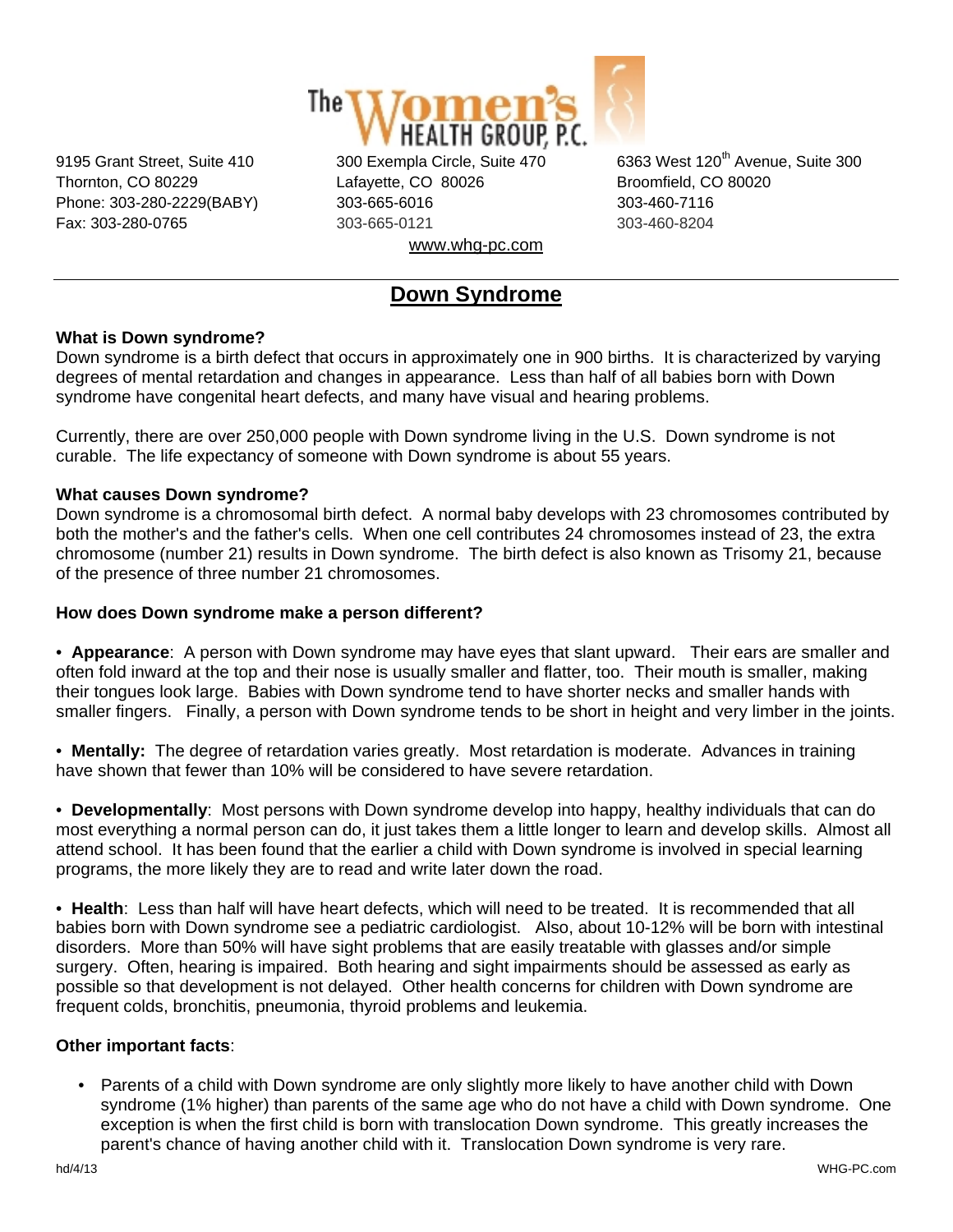# The Women's Health Group, P.C.

9195 Grant Street, Suite 410
Thornton, CO 80229
Phone: 303-280-2229(BABY)
Fax: 303-280-0765

300 Exempla Circle, Suite 470
Lafayette, CO 80026
303-665-6016
303-665-0121

6363 West 120th Avenue, Suite 300
Broomfield, CO 80020
303-460-7116
303-460-8204

www.whg-pc.com

---

## Down Syndrome

**What is Down syndrome?**
Down syndrome is a birth defect that occurs in approximately one in 900 births. It is characterized by varying degrees of mental retardation and changes in appearance. Less than half of all babies born with Down syndrome have congenital heart defects, and many have visual and hearing problems.

Currently, there are over 250,000 people with Down syndrome living in the U.S. Down syndrome is not curable. The life expectancy of someone with Down syndrome is about 55 years.

**What causes Down syndrome?**
Down syndrome is a chromosomal birth defect. A normal baby develops with 23 chromosomes contributed by both the mother's and the father's cells. When one cell contributes 24 chromosomes instead of 23, the extra chromosome (number 21) results in Down syndrome. The birth defect is also known as Trisomy 21, because of the presence of three number 21 chromosomes.

**How does Down syndrome make a person different?**

• **Appearance**: A person with Down syndrome may have eyes that slant upward. Their ears are smaller and often fold inward at the top and their nose is usually smaller and flatter, too. Their mouth is smaller, making their tongues look large. Babies with Down syndrome tend to have shorter necks and smaller hands with smaller fingers. Finally, a person with Down syndrome tends to be short in height and very limber in the joints.

• **Mentally:** The degree of retardation varies greatly. Most retardation is moderate. Advances in training have shown that fewer than 10% will be considered to have severe retardation.

• **Developmentally**: Most persons with Down syndrome develop into happy, healthy individuals that can do most everything a normal person can do, it just takes them a little longer to learn and develop skills. Almost all attend school. It has been found that the earlier a child with Down syndrome is involved in special learning programs, the more likely they are to read and write later down the road.

• **Health**: Less than half will have heart defects, which will need to be treated. It is recommended that all babies born with Down syndrome see a pediatric cardiologist. Also, about 10-12% will be born with intestinal disorders. More than 50% will have sight problems that are easily treatable with glasses and/or simple surgery. Often, hearing is impaired. Both hearing and sight impairments should be assessed as early as possible so that development is not delayed. Other health concerns for children with Down syndrome are frequent colds, bronchitis, pneumonia, thyroid problems and leukemia.

**Other important facts**:

- Parents of a child with Down syndrome are only slightly more likely to have another child with Down syndrome (1% higher) than parents of the same age who do not have a child with Down syndrome. One exception is when the first child is born with translocation Down syndrome. This greatly increases the parent's chance of having another child with it. Translocation Down syndrome is very rare.

hd/4/13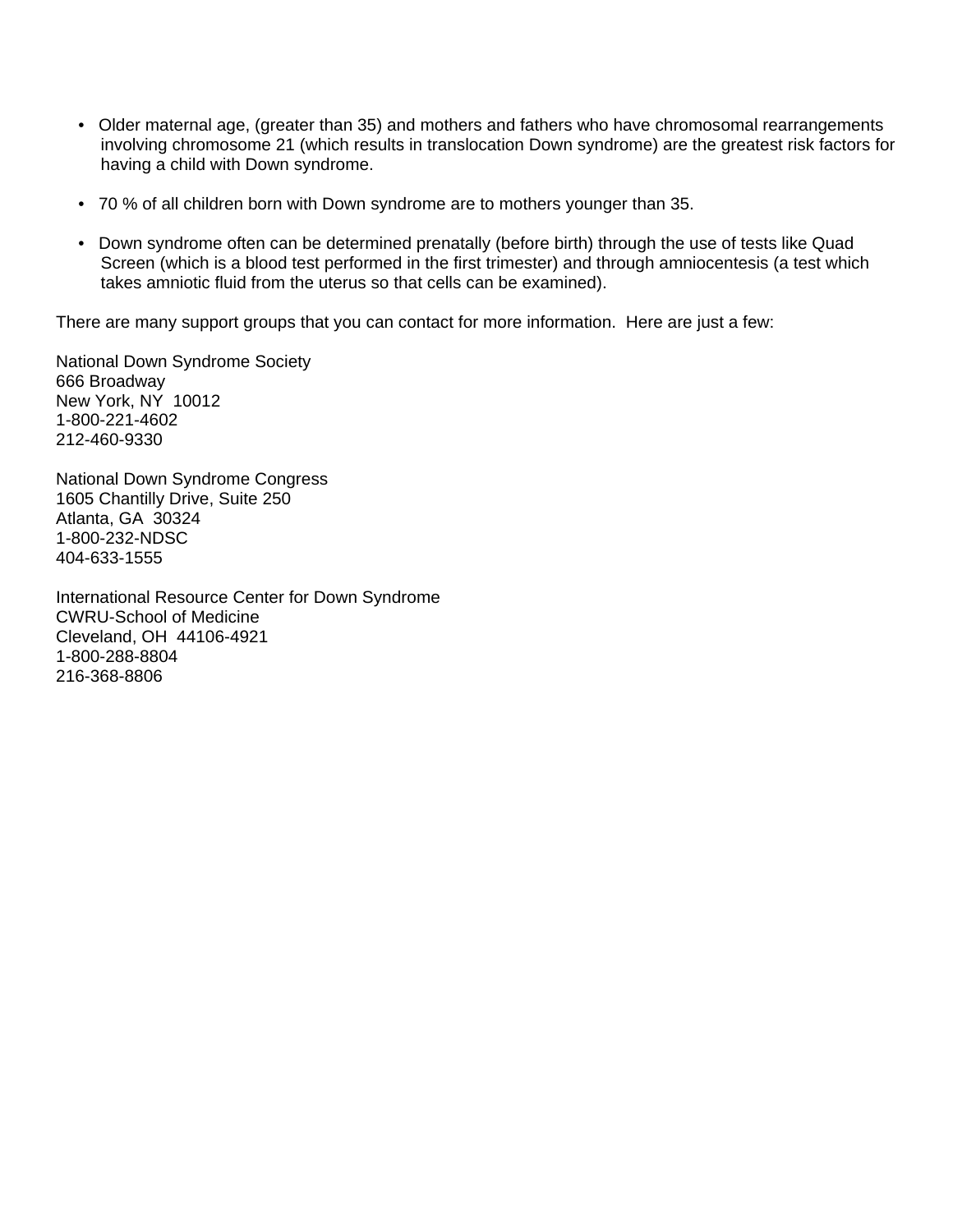- Older maternal age, (greater than 35) and mothers and fathers who have chromosomal rearrangements involving chromosome 21 (which results in translocation Down syndrome) are the greatest risk factors for having a child with Down syndrome.

- 70 % of all children born with Down syndrome are to mothers younger than 35.

- Down syndrome often can be determined prenatally (before birth) through the use of tests like Quad Screen (which is a blood test performed in the first trimester) and through amniocentesis (a test which takes amniotic fluid from the uterus so that cells can be examined).

There are many support groups that you can contact for more information. Here are just a few:

National Down Syndrome Society
666 Broadway
New York, NY 10012
1-800-221-4602
212-460-9330

National Down Syndrome Congress
1605 Chantilly Drive, Suite 250
Atlanta, GA 30324
1-800-232-NDSC
404-633-1555

International Resource Center for Down Syndrome
CWRU-School of Medicine
Cleveland, OH 44106-4921
1-800-288-8804
216-368-8806